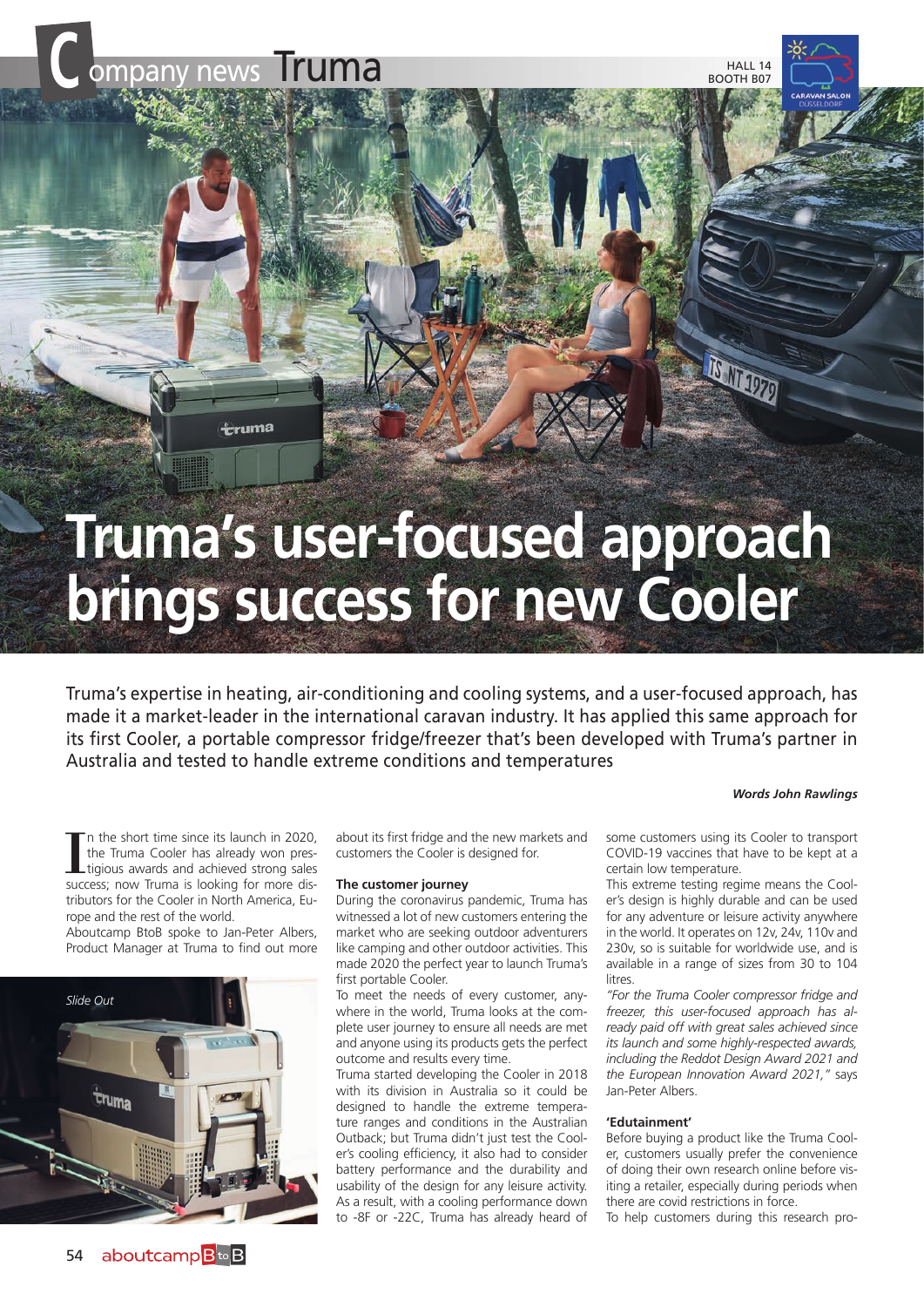# Truma's user-focused approach brings success for new Cooler

Truma's expertise in heating, air-conditioning and cooling systems, and a user-focused approach, has made it a market-leader in the international caravan industry. It has applied this same approach for its first Cooler, a portable compressor fridge/freezer that's been developed with Truma's partner in Australia and tested to handle extreme conditions and temperatures

***Words John Rawlings***

In the short time since its launch in 2020, the Truma Cooler has already won prestigious awards and achieved strong sales success; now Truma is looking for more distributors for the Cooler in North America, Europe and the rest of the world.

Aboutcamp BtoB spoke to Jan-Peter Albers, Product Manager at Truma to find out more about its first fridge and the new markets and customers the Cooler is designed for.

*Slide Out*

**The customer journey**

During the coronavirus pandemic, Truma has witnessed a lot of new customers entering the market who are seeking outdoor adventurers like camping and other outdoor activities. This made 2020 the perfect year to launch Truma's first portable Cooler.

To meet the needs of every customer, anywhere in the world, Truma looks at the complete user journey to ensure all needs are met and anyone using its products gets the perfect outcome and results every time.

Truma started developing the Cooler in 2018 with its division in Australia so it could be designed to handle the extreme temperature ranges and conditions in the Australian Outback; but Truma didn't just test the Cooler's cooling efficiency, it also had to consider battery performance and the durability and usability of the design for any leisure activity. As a result, with a cooling performance down to -8F or -22C, Truma has already heard of some customers using its Cooler to transport COVID-19 vaccines that have to be kept at a certain low temperature.

This extreme testing regime means the Cooler's design is highly durable and can be used for any adventure or leisure activity anywhere in the world. It operates on 12v, 24v, 110v and 230v, so is suitable for worldwide use, and is available in a range of sizes from 30 to 104 litres.

*"For the Truma Cooler compressor fridge and freezer, this user-focused approach has already paid off with great sales achieved since its launch and some highly-respected awards, including the Reddot Design Award 2021 and the European Innovation Award 2021,"* says Jan-Peter Albers.

**'Edutainment'**

Before buying a product like the Truma Cooler, customers usually prefer the convenience of doing their own research online before visiting a retailer, especially during periods when there are covid restrictions in force.

To help customers during this research pro-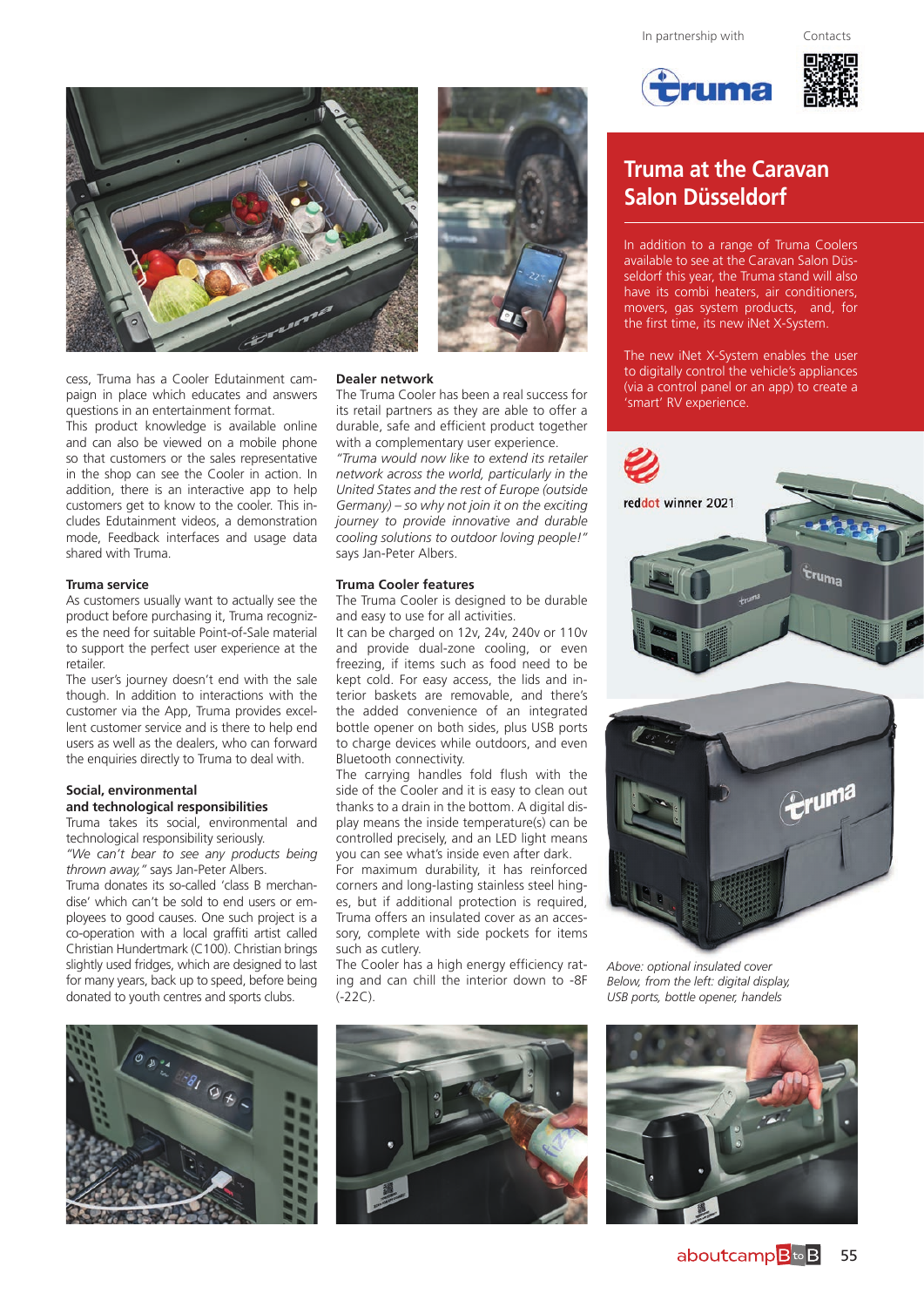cess, Truma has a Cooler Edutainment campaign in place which educates and answers questions in an entertainment format.
This product knowledge is available online and can also be viewed on a mobile phone so that customers or the sales representative in the shop can see the Cooler in action. In addition, there is an interactive app to help customers get to know to the cooler. This includes Edutainment videos, a demonstration mode, Feedback interfaces and usage data shared with Truma.

**Truma service**

As customers usually want to actually see the product before purchasing it, Truma recognizes the need for suitable Point-of-Sale material to support the perfect user experience at the retailer.
The user's journey doesn't end with the sale though. In addition to interactions with the customer via the App, Truma provides excellent customer service and is there to help end users as well as the dealers, who can forward the enquiries directly to Truma to deal with.

**Social, environmental and technological responsibilities**

Truma takes its social, environmental and technological responsibility seriously.
*"We can't bear to see any products being thrown away,"* says Jan-Peter Albers.
Truma donates its so-called 'class B merchandise' which can't be sold to end users or employees to good causes. One such project is a co-operation with a local graffiti artist called Christian Hundertmark (C100). Christian brings slightly used fridges, which are designed to last for many years, back up to speed, before being donated to youth centres and sports clubs.

**Dealer network**

The Truma Cooler has been a real success for its retail partners as they are able to offer a durable, safe and efficient product together with a complementary user experience.
*"Truma would now like to extend its retailer network across the world, particularly in the United States and the rest of Europe (outside Germany) – so why not join it on the exciting journey to provide innovative and durable cooling solutions to outdoor loving people!"* says Jan-Peter Albers.

**Truma Cooler features**

The Truma Cooler is designed to be durable and easy to use for all activities.
It can be charged on 12v, 24v, 240v or 110v and provide dual-zone cooling, or even freezing, if items such as food need to be kept cold. For easy access, the lids and interior baskets are removable, and there's the added convenience of an integrated bottle opener on both sides, plus USB ports to charge devices while outdoors, and even Bluetooth connectivity.
The carrying handles fold flush with the side of the Cooler and it is easy to clean out thanks to a drain in the bottom. A digital display means the inside temperature(s) can be controlled precisely, and an LED light means you can see what's inside even after dark.
For maximum durability, it has reinforced corners and long-lasting stainless steel hinges, but if additional protection is required, Truma offers an insulated cover as an accessory, complete with side pockets for items such as cutlery.
The Cooler has a high energy efficiency rating and can chill the interior down to -8F (-22C).

In partnership with

Contacts

## Truma at the Caravan Salon Düsseldorf

In addition to a range of Truma Coolers available to see at the Caravan Salon Düsseldorf this year, the Truma stand will also have its combi heaters, air conditioners, movers, gas system products, and, for the first time, its new iNet X-System.

The new iNet X-System enables the user to digitally control the vehicle's appliances (via a control panel or an app) to create a 'smart' RV experience.

reddot winner 2021

*Above: optional insulated cover*
*Below, from the left: digital display, USB ports, bottle opener, handels*